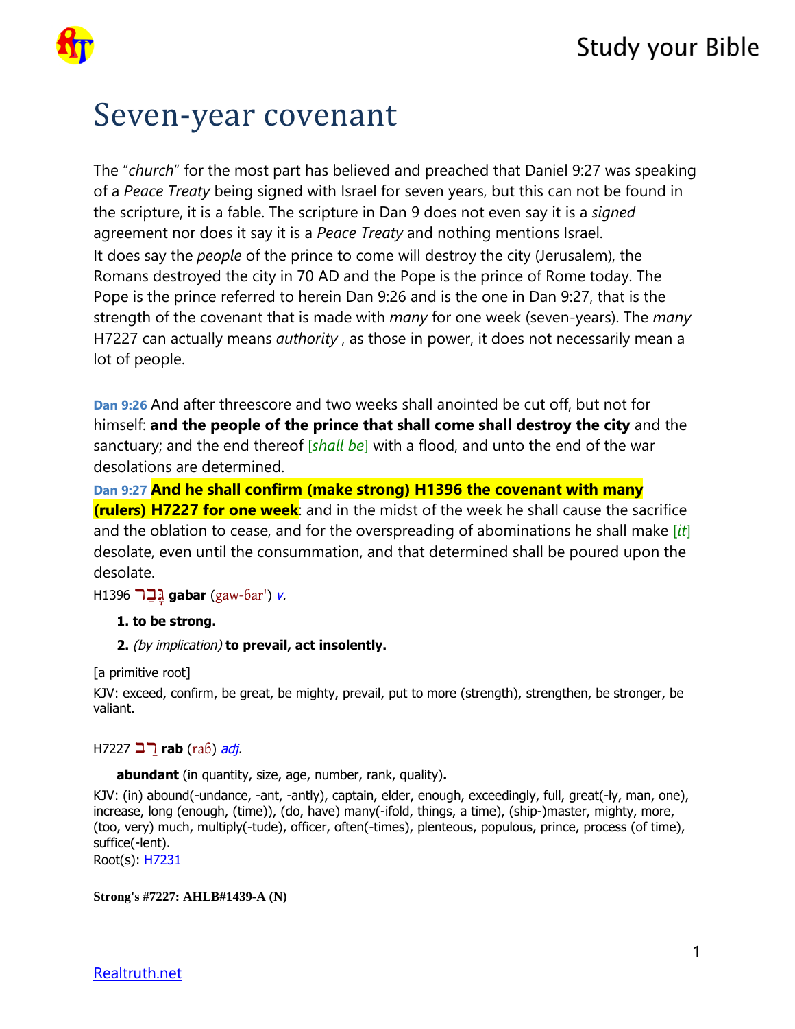# Seven-year covenant

The "*church*" for the most part has believed and preached that Daniel 9:27 was speaking of a *Peace Treaty* being signed with Israel for seven years, but this can not be found in the scripture, it is a fable. The scripture in Dan 9 does not even say it is a *signed* agreement nor does it say it is a *Peace Treaty* and nothing mentions Israel.

It does say the *people* of the prince to come will destroy the city (Jerusalem), the Romans destroyed the city in 70 AD and the Pope is the prince of Rome today. The Pope is the prince referred to herein Dan 9:26 and is the one in Dan 9:27, that is the strength of the covenant that is made with *many* for one week (seven-years). The *many* H7227 can actually means *authority* , as those in power, it does not necessarily mean a lot of people.

**Dan 9:26** And after threescore and two weeks shall anointed be cut off, but not for himself: **and the people of the prince that shall come shall destroy the city** and the sanctuary; and the end thereof [*shall be*] with a flood, and unto the end of the war desolations are determined.

**Dan 9:27** **And he shall confirm (make strong) H1396 the covenant with many (rulers) H7227 for one week**: and in the midst of the week he shall cause the sacrifice and the oblation to cease, and for the overspreading of abominations he shall make [*it*] desolate, even until the consummation, and that determined shall be poured upon the desolate.

H1396 גָּבַר **gabar** (gaw-ɓar') *v.*

1. **to be strong.**
2. *(by implication)* **to prevail, act insolently.**

[a primitive root]

KJV: exceed, confirm, be great, be mighty, prevail, put to more (strength), strengthen, be stronger, be valiant.

H7227 רַב **rab** (raɓ) *adj.*

**abundant** (in quantity, size, age, number, rank, quality)**.**

KJV: (in) abound(-undance, -ant, -antly), captain, elder, enough, exceedingly, full, great(-ly, man, one), increase, long (enough, (time)), (do, have) many(-ifold, things, a time), (ship-)master, mighty, more, (too, very) much, multiply(-tude), officer, often(-times), plenteous, populous, prince, process (of time), suffice(-lent).

Root(s): H7231

**Strong's #7227: AHLB#1439-A (N)**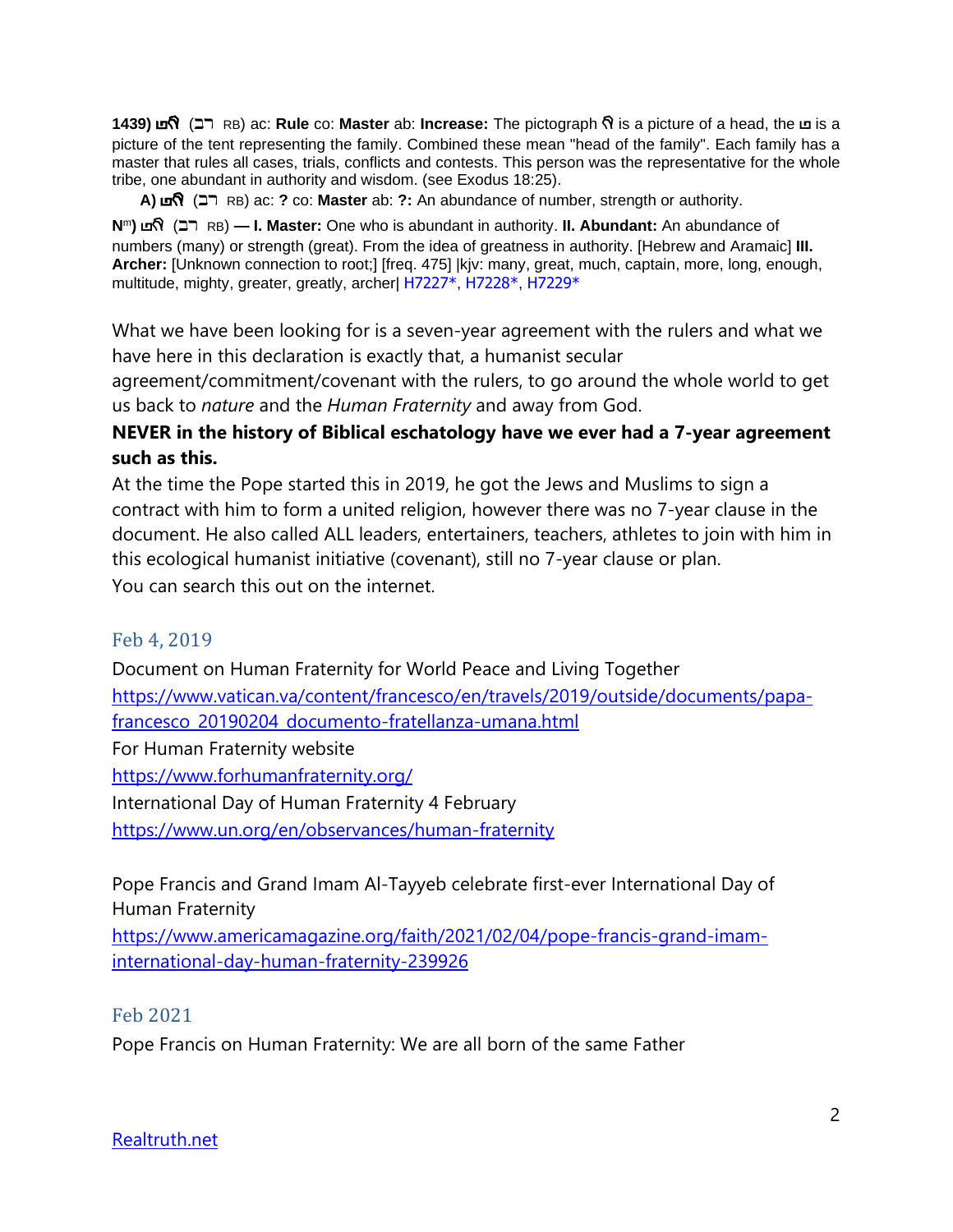**1439)** 𐤓𐤁 (רב RB) ac: **Rule** co: **Master** ab: **Increase:** The pictograph 𐤓 is a picture of a head, the 𐤁 is a picture of the tent representing the family. Combined these mean "head of the family". Each family has a master that rules all cases, trials, conflicts and contests. This person was the representative for the whole tribe, one abundant in authority and wisdom. (see Exodus 18:25).

**A)** 𐤓𐤁 (רב RB) ac: **?** co: **Master** ab: **?:** An abundance of number, strength or authority.

**N^m)** 𐤓𐤁 (רב RB) **— I. Master:** One who is abundant in authority. **II. Abundant:** An abundance of numbers (many) or strength (great). From the idea of greatness in authority. [Hebrew and Aramaic] **III. Archer:** [Unknown connection to root;] [freq. 475] |kjv: many, great, much, captain, more, long, enough, multitude, mighty, greater, greatly, archer| H7227*, H7228*, H7229*

What we have been looking for is a seven-year agreement with the rulers and what we have here in this declaration is exactly that, a humanist secular agreement/commitment/covenant with the rulers, to go around the whole world to get us back to *nature* and the *Human Fraternity* and away from God.

**NEVER in the history of Biblical eschatology have we ever had a 7-year agreement such as this.**

At the time the Pope started this in 2019, he got the Jews and Muslims to sign a contract with him to form a united religion, however there was no 7-year clause in the document. He also called ALL leaders, entertainers, teachers, athletes to join with him in this ecological humanist initiative (covenant), still no 7-year clause or plan.
You can search this out on the internet.

## Feb 4, 2019

Document on Human Fraternity for World Peace and Living Together
https://www.vatican.va/content/francesco/en/travels/2019/outside/documents/papa-francesco_20190204_documento-fratellanza-umana.html

For Human Fraternity website
https://www.forhumanfraternity.org/

International Day of Human Fraternity 4 February
https://www.un.org/en/observances/human-fraternity

Pope Francis and Grand Imam Al-Tayyeb celebrate first-ever International Day of Human Fraternity
https://www.americamagazine.org/faith/2021/02/04/pope-francis-grand-imam-international-day-human-fraternity-239926

## Feb 2021

Pope Francis on Human Fraternity: We are all born of the same Father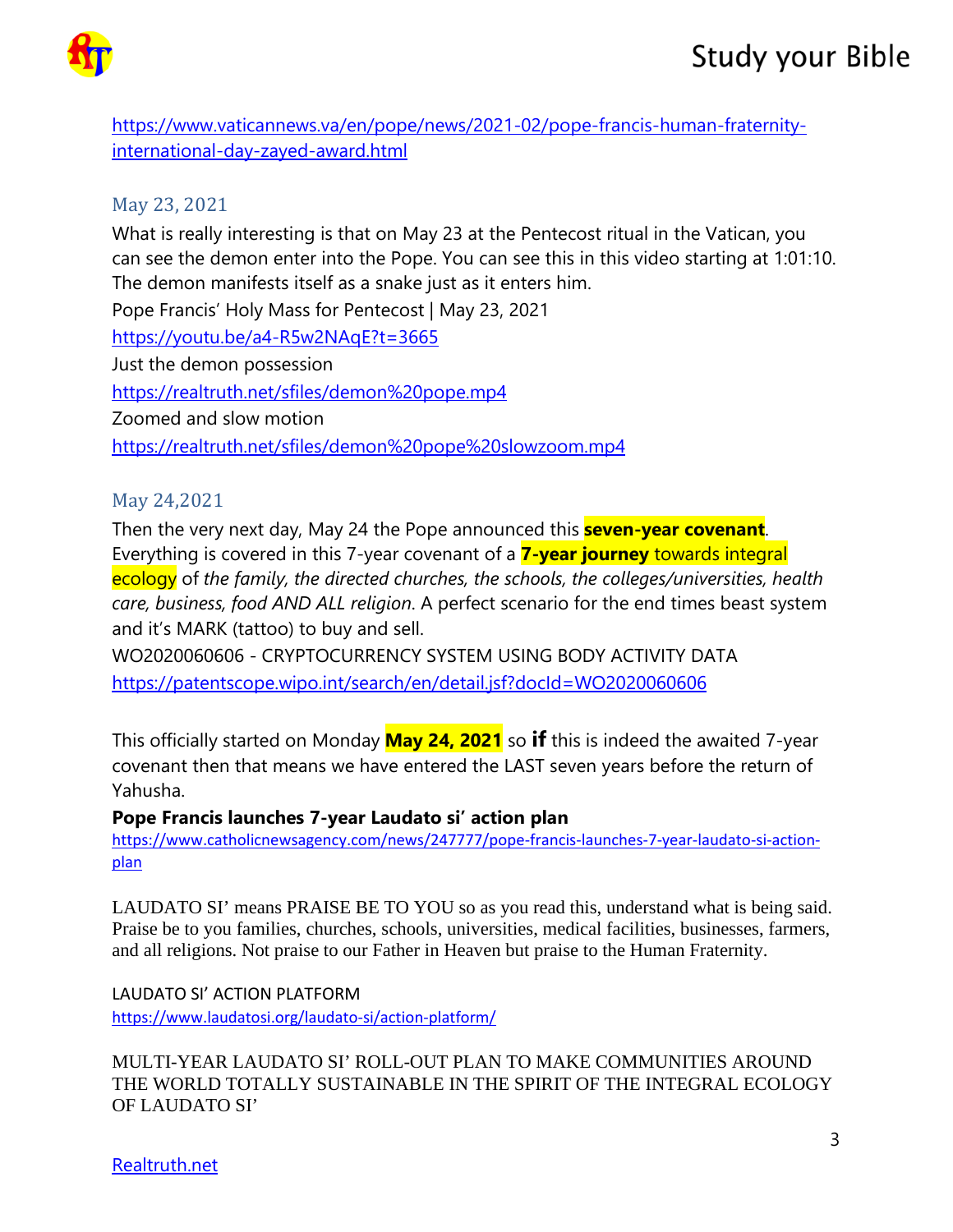https://www.vaticannews.va/en/pope/news/2021-02/pope-francis-human-fraternity-international-day-zayed-award.html

### May 23, 2021

What is really interesting is that on May 23 at the Pentecost ritual in the Vatican, you can see the demon enter into the Pope. You can see this in this video starting at 1:01:10. The demon manifests itself as a snake just as it enters him.

Pope Francis' Holy Mass for Pentecost | May 23, 2021

https://youtu.be/a4-R5w2NAqE?t=3665

Just the demon possession

https://realtruth.net/sfiles/demon%20pope.mp4

Zoomed and slow motion

https://realtruth.net/sfiles/demon%20pope%20slowzoom.mp4

### May 24,2021

Then the very next day, May 24 the Pope announced this **seven-year covenant**. Everything is covered in this 7-year covenant of a **7-year journey** towards integral ecology of *the family, the directed churches, the schools, the colleges/universities, health care, business, food AND ALL religion*. A perfect scenario for the end times beast system and it's MARK (tattoo) to buy and sell.

WO2020060606 - CRYPTOCURRENCY SYSTEM USING BODY ACTIVITY DATA

https://patentscope.wipo.int/search/en/detail.jsf?docId=WO2020060606

This officially started on Monday **May 24, 2021** so **if** this is indeed the awaited 7-year covenant then that means we have entered the LAST seven years before the return of Yahusha.

**Pope Francis launches 7-year Laudato si' action plan**

https://www.catholicnewsagency.com/news/247777/pope-francis-launches-7-year-laudato-si-action-plan

LAUDATO SI' means PRAISE BE TO YOU so as you read this, understand what is being said. Praise be to you families, churches, schools, universities, medical facilities, businesses, farmers, and all religions. Not praise to our Father in Heaven but praise to the Human Fraternity.

LAUDATO SI' ACTION PLATFORM

https://www.laudatosi.org/laudato-si/action-platform/

MULTI-YEAR LAUDATO SI' ROLL-OUT PLAN TO MAKE COMMUNITIES AROUND THE WORLD TOTALLY SUSTAINABLE IN THE SPIRIT OF THE INTEGRAL ECOLOGY OF LAUDATO SI'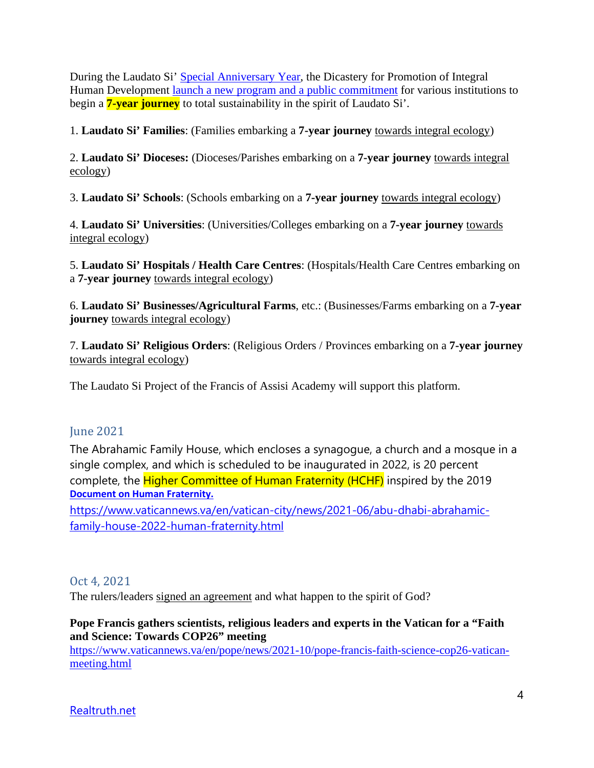During the Laudato Si' Special Anniversary Year, the Dicastery for Promotion of Integral Human Development launch a new program and a public commitment for various institutions to begin a **7-year journey** to total sustainability in the spirit of Laudato Si'.

1. **Laudato Si' Families**: (Families embarking a **7-year journey** towards integral ecology)

2. **Laudato Si' Dioceses:** (Dioceses/Parishes embarking on a **7-year journey** towards integral ecology)

3. **Laudato Si' Schools**: (Schools embarking on a **7-year journey** towards integral ecology)

4. **Laudato Si' Universities**: (Universities/Colleges embarking on a **7-year journey** towards integral ecology)

5. **Laudato Si' Hospitals / Health Care Centres**: (Hospitals/Health Care Centres embarking on a **7-year journey** towards integral ecology)

6. **Laudato Si' Businesses/Agricultural Farms**, etc.: (Businesses/Farms embarking on a **7-year journey** towards integral ecology)

7. **Laudato Si' Religious Orders**: (Religious Orders / Provinces embarking on a **7-year journey** towards integral ecology)

The Laudato Si Project of the Francis of Assisi Academy will support this platform.

## June 2021

The Abrahamic Family House, which encloses a synagogue, a church and a mosque in a single complex, and which is scheduled to be inaugurated in 2022, is 20 percent complete, the Higher Committee of Human Fraternity (HCHF) inspired by the 2019 **Document on Human Fraternity.**

https://www.vaticannews.va/en/vatican-city/news/2021-06/abu-dhabi-abrahamic-family-house-2022-human-fraternity.html

## Oct 4, 2021

The rulers/leaders signed an agreement and what happen to the spirit of God?

**Pope Francis gathers scientists, religious leaders and experts in the Vatican for a "Faith and Science: Towards COP26" meeting**

https://www.vaticannews.va/en/pope/news/2021-10/pope-francis-faith-science-cop26-vatican-meeting.html

Realtruth.net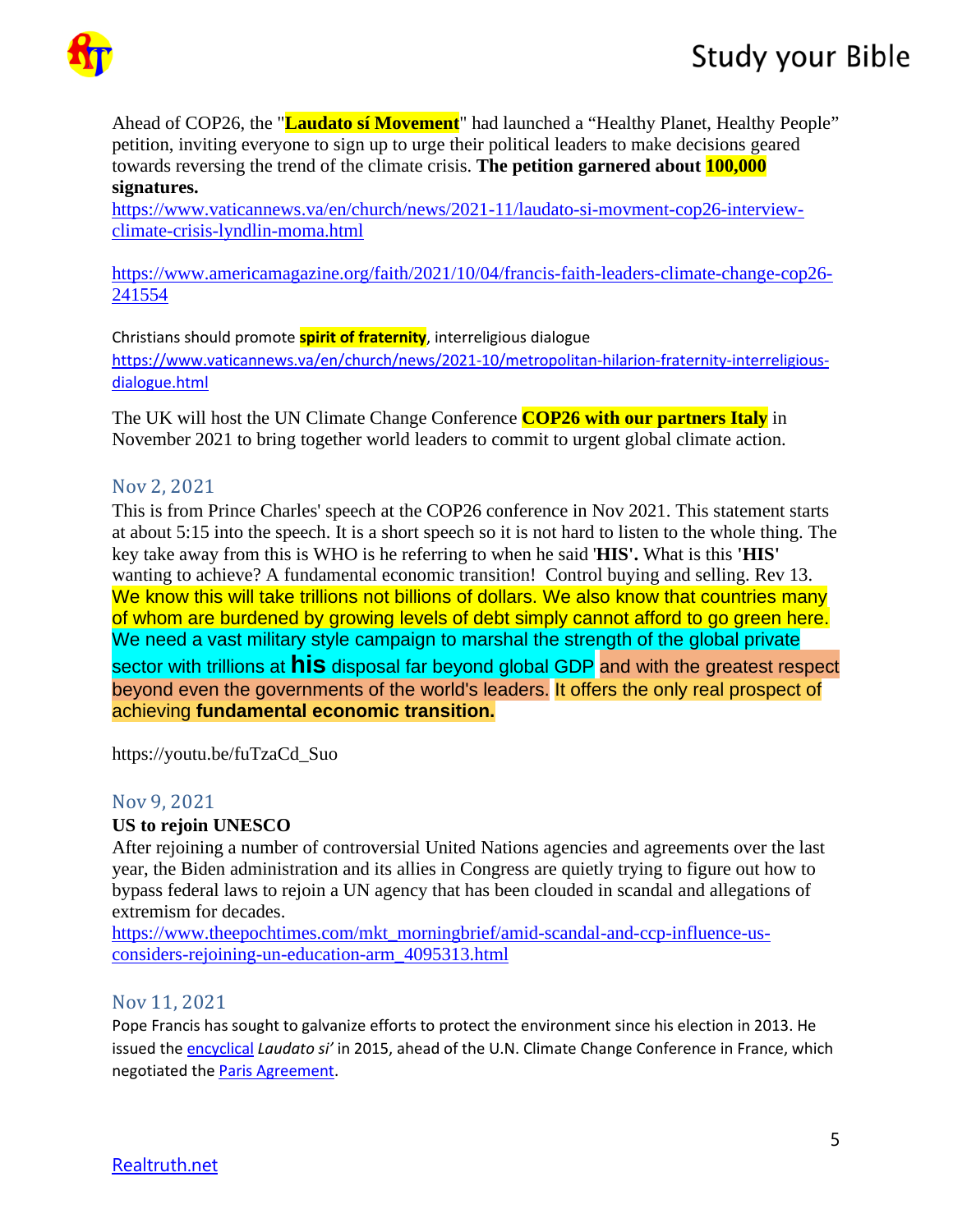Ahead of COP26, the "**Laudato sí Movement**" had launched a “Healthy Planet, Healthy People” petition, inviting everyone to sign up to urge their political leaders to make decisions geared towards reversing the trend of the climate crisis. **The petition garnered about 100,000 signatures.**

https://www.vaticannews.va/en/church/news/2021-11/laudato-si-movment-cop26-interview-climate-crisis-lyndlin-moma.html

https://www.americamagazine.org/faith/2021/10/04/francis-faith-leaders-climate-change-cop26-241554

Christians should promote **spirit of fraternity**, interreligious dialogue

https://www.vaticannews.va/en/church/news/2021-10/metropolitan-hilarion-fraternity-interreligious-dialogue.html

The UK will host the UN Climate Change Conference **COP26 with our partners Italy** in November 2021 to bring together world leaders to commit to urgent global climate action.

## Nov 2, 2021

This is from Prince Charles' speech at the COP26 conference in Nov 2021. This statement starts at about 5:15 into the speech. It is a short speech so it is not hard to listen to the whole thing. The key take away from this is WHO is he referring to when he said '**HIS'.** What is this **'HIS'** wanting to achieve? A fundamental economic transition! Control buying and selling. Rev 13.

We know this will take trillions not billions of dollars. We also know that countries many of whom are burdened by growing levels of debt simply cannot afford to go green here. We need a vast military style campaign to marshal the strength of the global private sector with trillions at **his** disposal far beyond global GDP and with the greatest respect beyond even the governments of the world's leaders. It offers the only real prospect of achieving **fundamental economic transition.**

https://youtu.be/fuTzaCd_Suo

## Nov 9, 2021

**US to rejoin UNESCO**

After rejoining a number of controversial United Nations agencies and agreements over the last year, the Biden administration and its allies in Congress are quietly trying to figure out how to bypass federal laws to rejoin a UN agency that has been clouded in scandal and allegations of extremism for decades.

https://www.theepochtimes.com/mkt_morningbrief/amid-scandal-and-ccp-influence-us-considers-rejoining-un-education-arm_4095313.html

## Nov 11, 2021

Pope Francis has sought to galvanize efforts to protect the environment since his election in 2013. He issued the encyclical *Laudato si'* in 2015, ahead of the U.N. Climate Change Conference in France, which negotiated the Paris Agreement.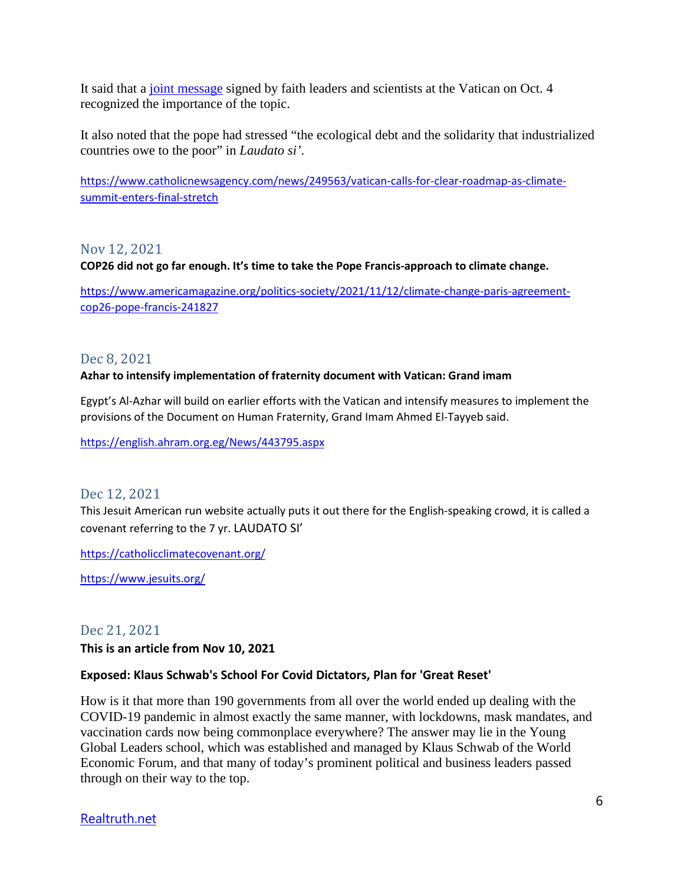It said that a [joint message](joint message) signed by faith leaders and scientists at the Vatican on Oct. 4 recognized the importance of the topic.

It also noted that the pope had stressed "the ecological debt and the solidarity that industrialized countries owe to the poor" in *Laudato si'*.

https://www.catholicnewsagency.com/news/249563/vatican-calls-for-clear-roadmap-as-climate-summit-enters-final-stretch

## Nov 12, 2021

**COP26 did not go far enough. It's time to take the Pope Francis-approach to climate change.**

https://www.americamagazine.org/politics-society/2021/11/12/climate-change-paris-agreement-cop26-pope-francis-241827

## Dec 8, 2021

**Azhar to intensify implementation of fraternity document with Vatican: Grand imam**

Egypt's Al-Azhar will build on earlier efforts with the Vatican and intensify measures to implement the provisions of the Document on Human Fraternity, Grand Imam Ahmed El-Tayyeb said.

https://english.ahram.org.eg/News/443795.aspx

## Dec 12, 2021

This Jesuit American run website actually puts it out there for the English-speaking crowd, it is called a covenant referring to the 7 yr. LAUDATO SI'

https://catholicclimatecovenant.org/

https://www.jesuits.org/

## Dec 21, 2021

**This is an article from Nov 10, 2021**

**Exposed: Klaus Schwab's School For Covid Dictators, Plan for 'Great Reset'**

How is it that more than 190 governments from all over the world ended up dealing with the COVID-19 pandemic in almost exactly the same manner, with lockdowns, mask mandates, and vaccination cards now being commonplace everywhere? The answer may lie in the Young Global Leaders school, which was established and managed by Klaus Schwab of the World Economic Forum, and that many of today's prominent political and business leaders passed through on their way to the top.

Realtruth.net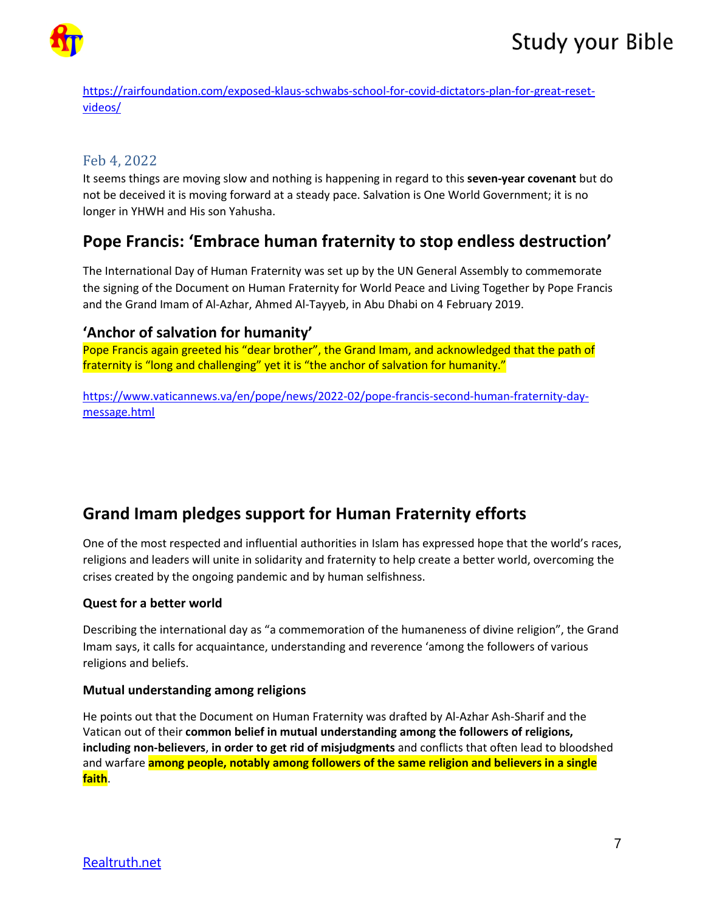https://rairfoundation.com/exposed-klaus-schwabs-school-for-covid-dictators-plan-for-great-reset-videos/

### Feb 4, 2022

It seems things are moving slow and nothing is happening in regard to this **seven-year covenant** but do not be deceived it is moving forward at a steady pace. Salvation is One World Government; it is no longer in YHWH and His son Yahusha.

## Pope Francis: 'Embrace human fraternity to stop endless destruction'

The International Day of Human Fraternity was set up by the UN General Assembly to commemorate the signing of the Document on Human Fraternity for World Peace and Living Together by Pope Francis and the Grand Imam of Al-Azhar, Ahmed Al-Tayyeb, in Abu Dhabi on 4 February 2019.

### 'Anchor of salvation for humanity'

Pope Francis again greeted his "dear brother", the Grand Imam, and acknowledged that the path of fraternity is "long and challenging" yet it is "the anchor of salvation for humanity."

https://www.vaticannews.va/en/pope/news/2022-02/pope-francis-second-human-fraternity-day-message.html

## Grand Imam pledges support for Human Fraternity efforts

One of the most respected and influential authorities in Islam has expressed hope that the world's races, religions and leaders will unite in solidarity and fraternity to help create a better world, overcoming the crises created by the ongoing pandemic and by human selfishness.

#### Quest for a better world

Describing the international day as "a commemoration of the humaneness of divine religion", the Grand Imam says, it calls for acquaintance, understanding and reverence 'among the followers of various religions and beliefs.

#### Mutual understanding among religions

He points out that the Document on Human Fraternity was drafted by Al-Azhar Ash-Sharif and the Vatican out of their **common belief in mutual understanding among the followers of religions, including non-believers**, **in order to get rid of misjudgments** and conflicts that often lead to bloodshed and warfare **among people, notably among followers of the same religion and believers in a single faith**.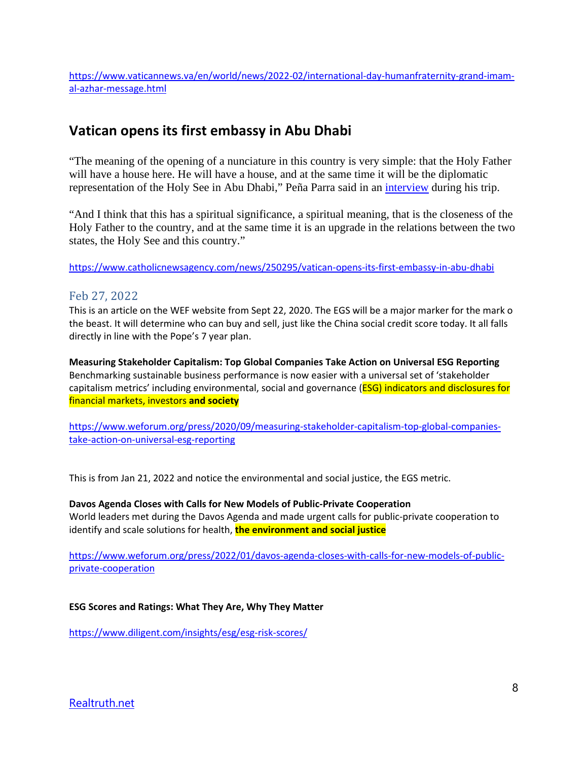https://www.vaticannews.va/en/world/news/2022-02/international-day-humanfraternity-grand-imam-al-azhar-message.html

## Vatican opens its first embassy in Abu Dhabi

"The meaning of the opening of a nunciature in this country is very simple: that the Holy Father will have a house here. He will have a house, and at the same time it will be the diplomatic representation of the Holy See in Abu Dhabi," Peña Parra said in an interview during his trip.

"And I think that this has a spiritual significance, a spiritual meaning, that is the closeness of the Holy Father to the country, and at the same time it is an upgrade in the relations between the two states, the Holy See and this country."

https://www.catholicnewsagency.com/news/250295/vatican-opens-its-first-embassy-in-abu-dhabi

### Feb 27, 2022

This is an article on the WEF website from Sept 22, 2020. The EGS will be a major marker for the mark o the beast. It will determine who can buy and sell, just like the China social credit score today. It all falls directly in line with the Pope's 7 year plan.

**Measuring Stakeholder Capitalism: Top Global Companies Take Action on Universal ESG Reporting**
Benchmarking sustainable business performance is now easier with a universal set of 'stakeholder capitalism metrics' including environmental, social and governance (ESG) indicators and disclosures for financial markets, investors **and society**

https://www.weforum.org/press/2020/09/measuring-stakeholder-capitalism-top-global-companies-take-action-on-universal-esg-reporting

This is from Jan 21, 2022 and notice the environmental and social justice, the EGS metric.

**Davos Agenda Closes with Calls for New Models of Public-Private Cooperation**
World leaders met during the Davos Agenda and made urgent calls for public-private cooperation to identify and scale solutions for health, **the environment and social justice**

https://www.weforum.org/press/2022/01/davos-agenda-closes-with-calls-for-new-models-of-public-private-cooperation

**ESG Scores and Ratings: What They Are, Why They Matter**

https://www.diligent.com/insights/esg/esg-risk-scores/

Realtruth.net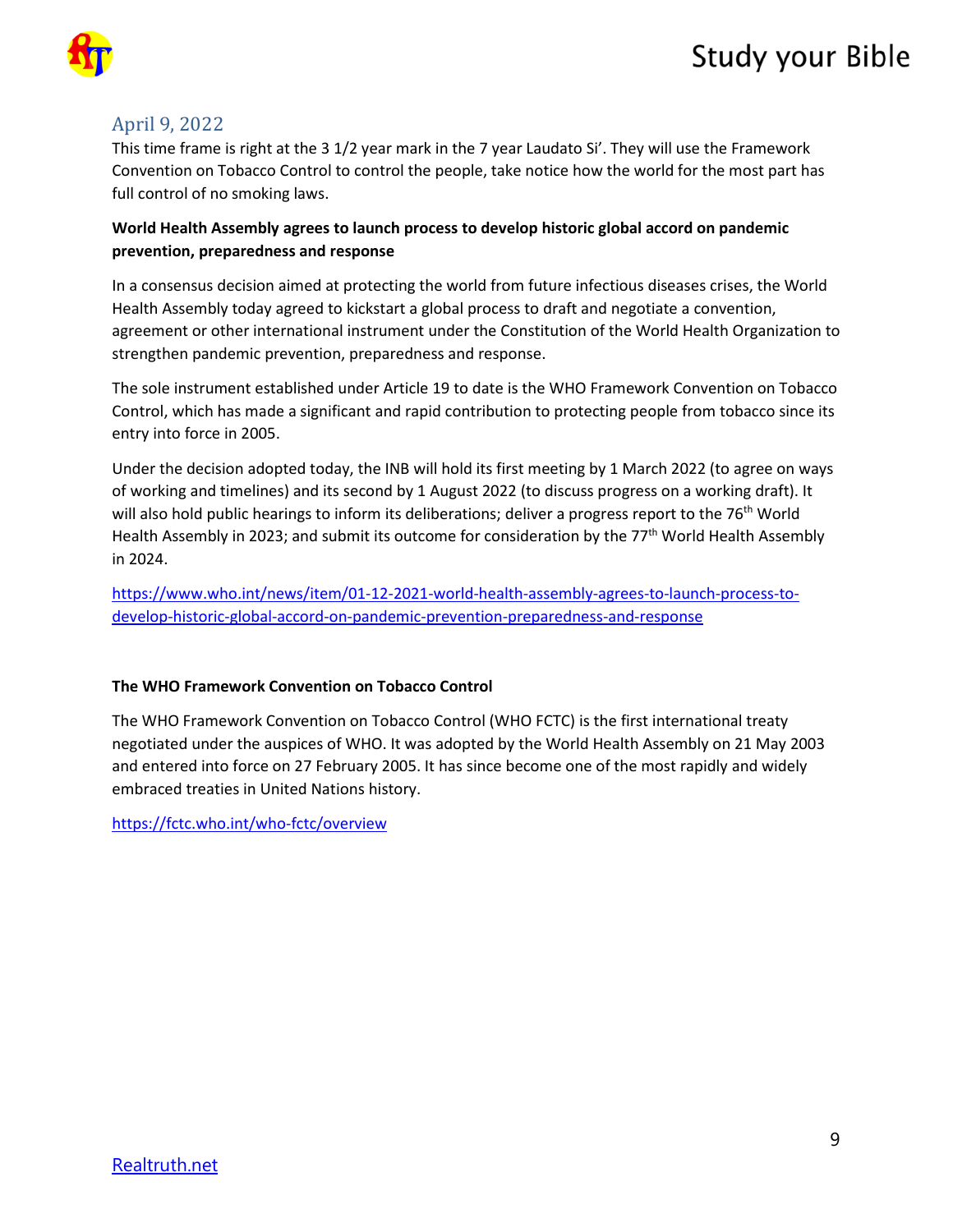## April 9, 2022

This time frame is right at the 3 1/2 year mark in the 7 year Laudato Si'. They will use the Framework Convention on Tobacco Control to control the people, take notice how the world for the most part has full control of no smoking laws.

**World Health Assembly agrees to launch process to develop historic global accord on pandemic prevention, preparedness and response**

In a consensus decision aimed at protecting the world from future infectious diseases crises, the World Health Assembly today agreed to kickstart a global process to draft and negotiate a convention, agreement or other international instrument under the Constitution of the World Health Organization to strengthen pandemic prevention, preparedness and response.

The sole instrument established under Article 19 to date is the WHO Framework Convention on Tobacco Control, which has made a significant and rapid contribution to protecting people from tobacco since its entry into force in 2005.

Under the decision adopted today, the INB will hold its first meeting by 1 March 2022 (to agree on ways of working and timelines) and its second by 1 August 2022 (to discuss progress on a working draft). It will also hold public hearings to inform its deliberations; deliver a progress report to the 76th World Health Assembly in 2023; and submit its outcome for consideration by the 77th World Health Assembly in 2024.

https://www.who.int/news/item/01-12-2021-world-health-assembly-agrees-to-launch-process-to-develop-historic-global-accord-on-pandemic-prevention-preparedness-and-response

**The WHO Framework Convention on Tobacco Control**

The WHO Framework Convention on Tobacco Control (WHO FCTC) is the first international treaty negotiated under the auspices of WHO. It was adopted by the World Health Assembly on 21 May 2003 and entered into force on 27 February 2005. It has since become one of the most rapidly and widely embraced treaties in United Nations history.

https://fctc.who.int/who-fctc/overview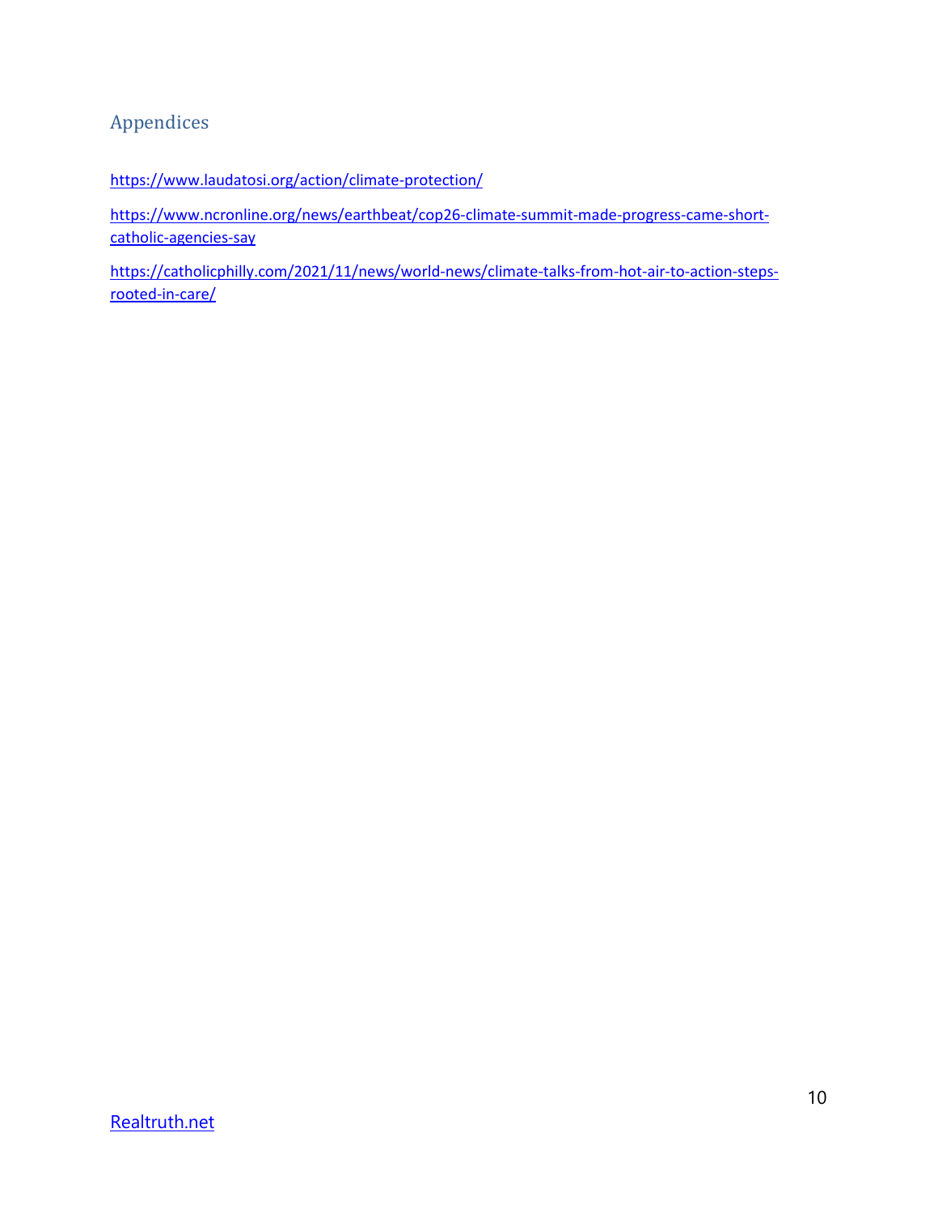## Appendices

https://www.laudatosi.org/action/climate-protection/

https://www.ncronline.org/news/earthbeat/cop26-climate-summit-made-progress-came-short-catholic-agencies-say

https://catholicphilly.com/2021/11/news/world-news/climate-talks-from-hot-air-to-action-steps-rooted-in-care/